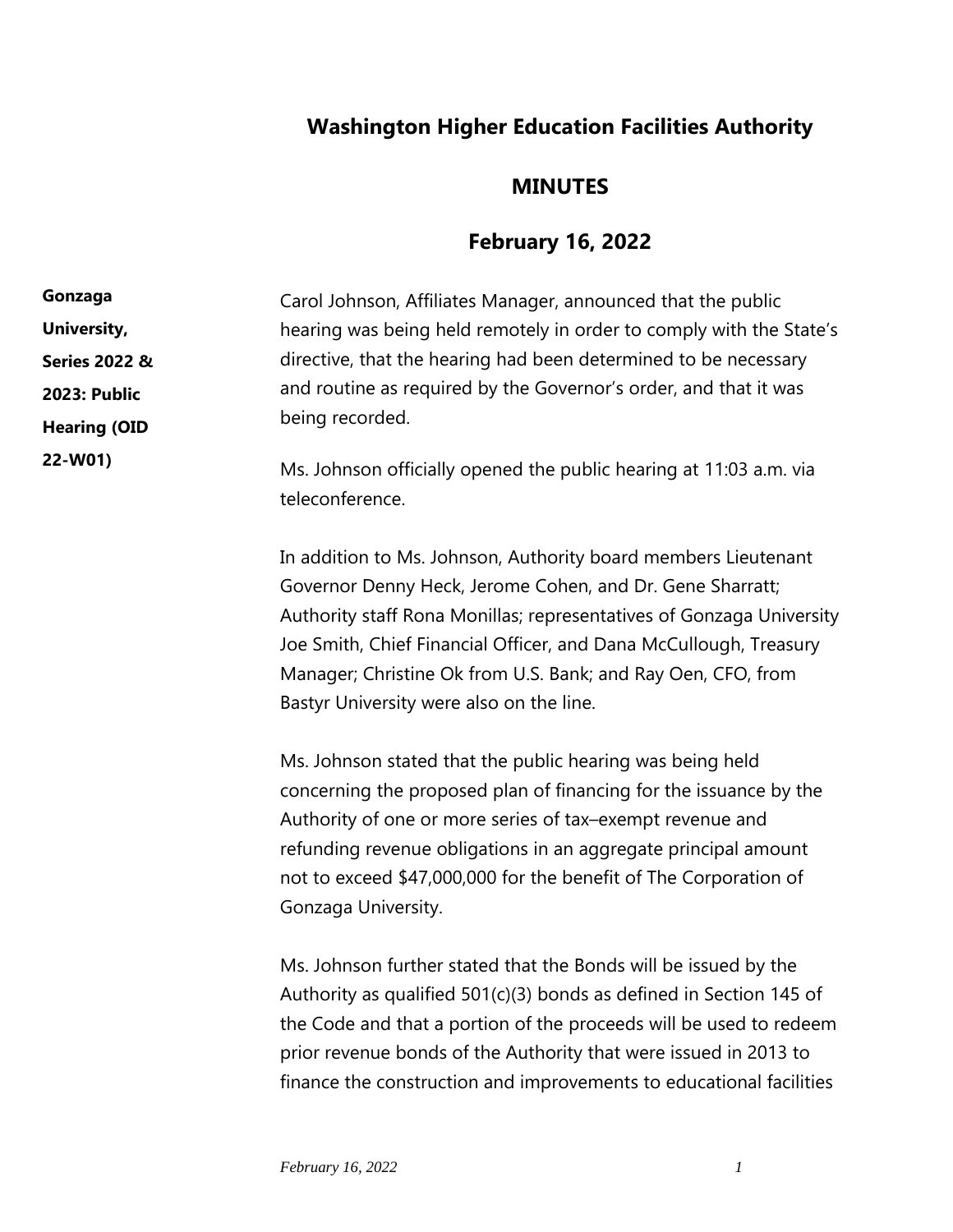# Washington Higher Education Facilities Authority

## MINUTES

## February 16, 2022

**Gonzaga University, Series 2022 & 2023: Public Hearing (OID 22-W01)**

Carol Johnson, Affiliates Manager, announced that the public hearing was being held remotely in order to comply with the State's directive, that the hearing had been determined to be necessary and routine as required by the Governor's order, and that it was being recorded.

Ms. Johnson officially opened the public hearing at 11:03 a.m. via teleconference.

In addition to Ms. Johnson, Authority board members Lieutenant Governor Denny Heck, Jerome Cohen, and Dr. Gene Sharratt; Authority staff Rona Monillas; representatives of Gonzaga University Joe Smith, Chief Financial Officer, and Dana McCullough, Treasury Manager; Christine Ok from U.S. Bank; and Ray Oen, CFO, from Bastyr University were also on the line.

Ms. Johnson stated that the public hearing was being held concerning the proposed plan of financing for the issuance by the Authority of one or more series of tax–exempt revenue and refunding revenue obligations in an aggregate principal amount not to exceed $47,000,000 for the benefit of The Corporation of Gonzaga University.

Ms. Johnson further stated that the Bonds will be issued by the Authority as qualified 501(c)(3) bonds as defined in Section 145 of the Code and that a portion of the proceeds will be used to redeem prior revenue bonds of the Authority that were issued in 2013 to finance the construction and improvements to educational facilities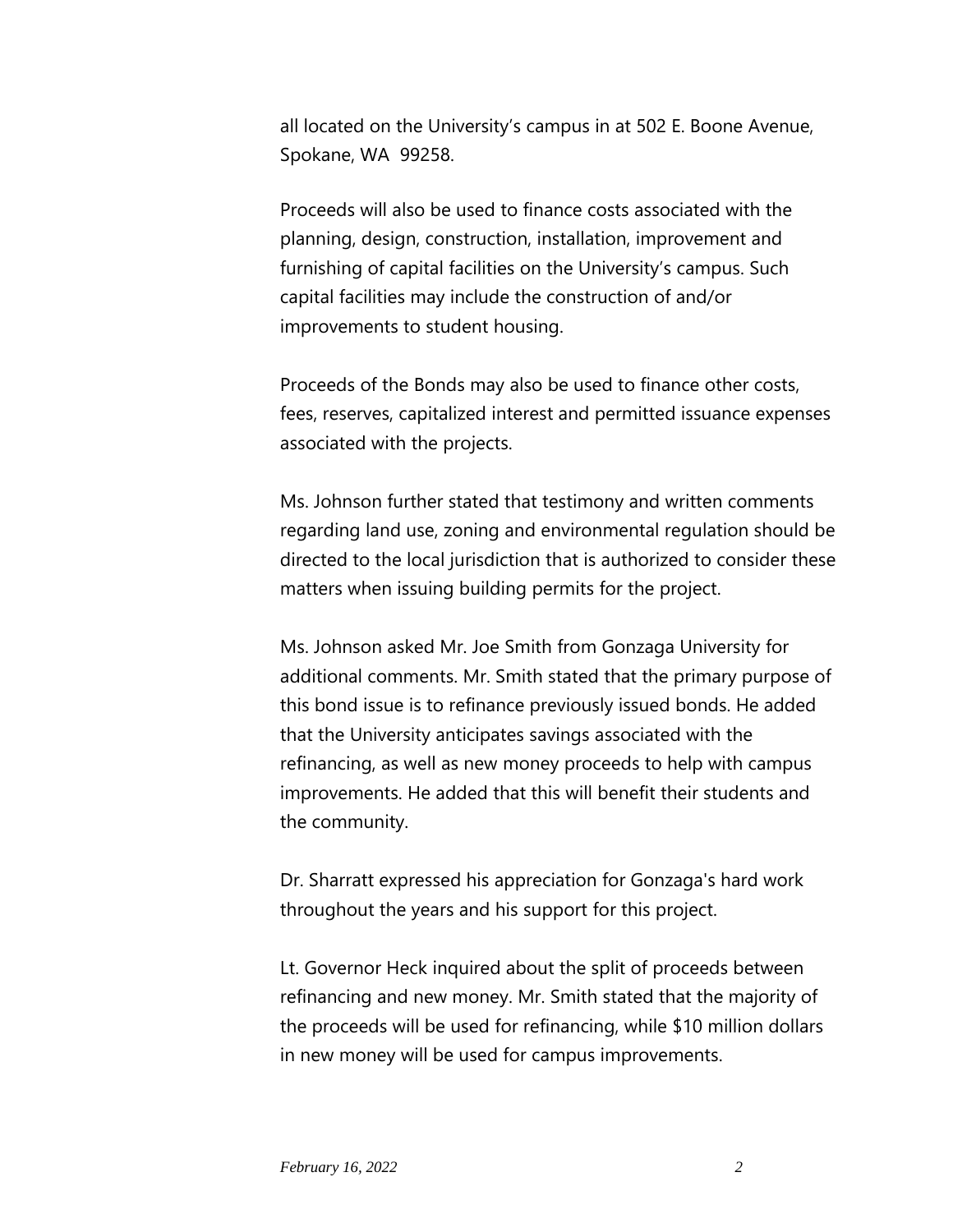all located on the University's campus in at 502 E. Boone Avenue, Spokane, WA 99258.

Proceeds will also be used to finance costs associated with the planning, design, construction, installation, improvement and furnishing of capital facilities on the University's campus. Such capital facilities may include the construction of and/or improvements to student housing.

Proceeds of the Bonds may also be used to finance other costs, fees, reserves, capitalized interest and permitted issuance expenses associated with the projects.

Ms. Johnson further stated that testimony and written comments regarding land use, zoning and environmental regulation should be directed to the local jurisdiction that is authorized to consider these matters when issuing building permits for the project.

Ms. Johnson asked Mr. Joe Smith from Gonzaga University for additional comments. Mr. Smith stated that the primary purpose of this bond issue is to refinance previously issued bonds. He added that the University anticipates savings associated with the refinancing, as well as new money proceeds to help with campus improvements. He added that this will benefit their students and the community.

Dr. Sharratt expressed his appreciation for Gonzaga's hard work throughout the years and his support for this project.

Lt. Governor Heck inquired about the split of proceeds between refinancing and new money. Mr. Smith stated that the majority of the proceeds will be used for refinancing, while $10 million dollars in new money will be used for campus improvements.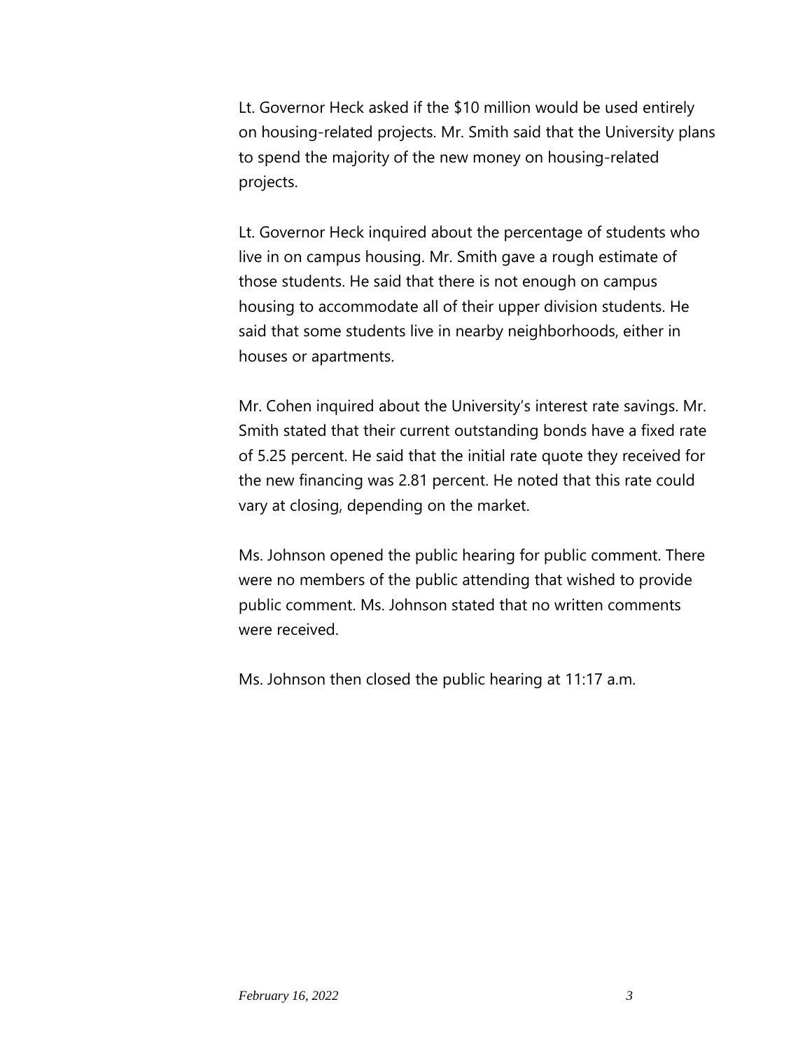Lt. Governor Heck asked if the $10 million would be used entirely on housing-related projects. Mr. Smith said that the University plans to spend the majority of the new money on housing-related projects.

Lt. Governor Heck inquired about the percentage of students who live in on campus housing. Mr. Smith gave a rough estimate of those students. He said that there is not enough on campus housing to accommodate all of their upper division students. He said that some students live in nearby neighborhoods, either in houses or apartments.

Mr. Cohen inquired about the University's interest rate savings. Mr. Smith stated that their current outstanding bonds have a fixed rate of 5.25 percent. He said that the initial rate quote they received for the new financing was 2.81 percent. He noted that this rate could vary at closing, depending on the market.

Ms. Johnson opened the public hearing for public comment. There were no members of the public attending that wished to provide public comment. Ms. Johnson stated that no written comments were received.

Ms. Johnson then closed the public hearing at 11:17 a.m.